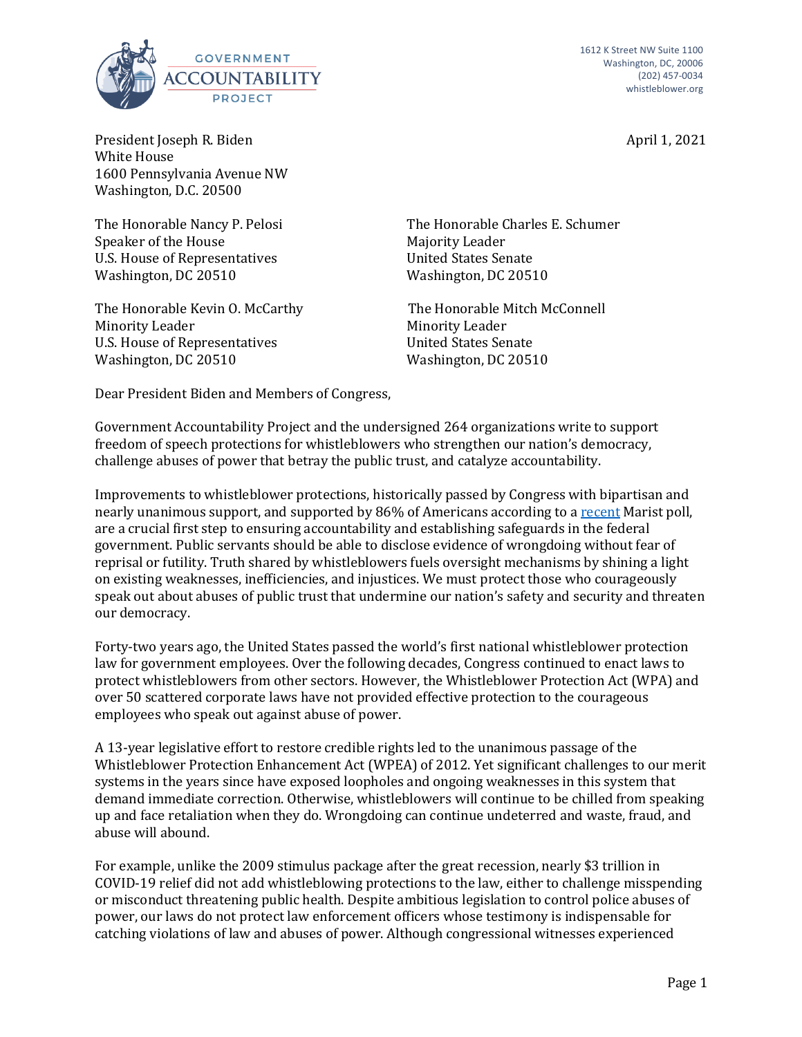GOVERNMENT ACCOUNTABILITY PROJECT

1612 K Street NW Suite 1100
Washington, DC, 20006
(202) 457-0034
whistleblower.org

President Joseph R. Biden
White House
1600 Pennsylvania Avenue NW
Washington, D.C. 20500

April 1, 2021

The Honorable Nancy P. Pelosi
Speaker of the House
U.S. House of Representatives
Washington, DC 20510

The Honorable Charles E. Schumer
Majority Leader
United States Senate
Washington, DC 20510

The Honorable Kevin O. McCarthy
Minority Leader
U.S. House of Representatives
Washington, DC 20510

The Honorable Mitch McConnell
Minority Leader
United States Senate
Washington, DC 20510

Dear President Biden and Members of Congress,

Government Accountability Project and the undersigned 264 organizations write to support freedom of speech protections for whistleblowers who strengthen our nation's democracy, challenge abuses of power that betray the public trust, and catalyze accountability.

Improvements to whistleblower protections, historically passed by Congress with bipartisan and nearly unanimous support, and supported by 86% of Americans according to a [recent](#) Marist poll, are a crucial first step to ensuring accountability and establishing safeguards in the federal government. Public servants should be able to disclose evidence of wrongdoing without fear of reprisal or futility. Truth shared by whistleblowers fuels oversight mechanisms by shining a light on existing weaknesses, inefficiencies, and injustices. We must protect those who courageously speak out about abuses of public trust that undermine our nation's safety and security and threaten our democracy.

Forty-two years ago, the United States passed the world's first national whistleblower protection law for government employees. Over the following decades, Congress continued to enact laws to protect whistleblowers from other sectors. However, the Whistleblower Protection Act (WPA) and over 50 scattered corporate laws have not provided effective protection to the courageous employees who speak out against abuse of power.

A 13-year legislative effort to restore credible rights led to the unanimous passage of the Whistleblower Protection Enhancement Act (WPEA) of 2012. Yet significant challenges to our merit systems in the years since have exposed loopholes and ongoing weaknesses in this system that demand immediate correction. Otherwise, whistleblowers will continue to be chilled from speaking up and face retaliation when they do. Wrongdoing can continue undeterred and waste, fraud, and abuse will abound.

For example, unlike the 2009 stimulus package after the great recession, nearly $3 trillion in COVID-19 relief did not add whistleblowing protections to the law, either to challenge misspending or misconduct threatening public health. Despite ambitious legislation to control police abuses of power, our laws do not protect law enforcement officers whose testimony is indispensable for catching violations of law and abuses of power. Although congressional witnesses experienced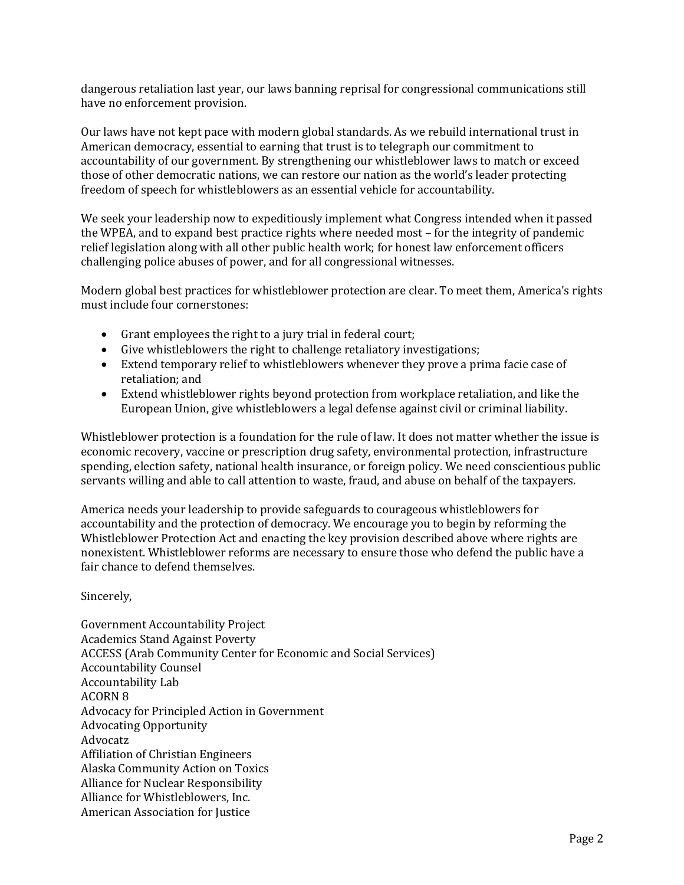dangerous retaliation last year, our laws banning reprisal for congressional communications still have no enforcement provision.

Our laws have not kept pace with modern global standards. As we rebuild international trust in American democracy, essential to earning that trust is to telegraph our commitment to accountability of our government. By strengthening our whistleblower laws to match or exceed those of other democratic nations, we can restore our nation as the world's leader protecting freedom of speech for whistleblowers as an essential vehicle for accountability.

We seek your leadership now to expeditiously implement what Congress intended when it passed the WPEA, and to expand best practice rights where needed most – for the integrity of pandemic relief legislation along with all other public health work; for honest law enforcement officers challenging police abuses of power, and for all congressional witnesses.

Modern global best practices for whistleblower protection are clear. To meet them, America's rights must include four cornerstones:

- Grant employees the right to a jury trial in federal court;
- Give whistleblowers the right to challenge retaliatory investigations;
- Extend temporary relief to whistleblowers whenever they prove a prima facie case of retaliation; and
- Extend whistleblower rights beyond protection from workplace retaliation, and like the European Union, give whistleblowers a legal defense against civil or criminal liability.

Whistleblower protection is a foundation for the rule of law. It does not matter whether the issue is economic recovery, vaccine or prescription drug safety, environmental protection, infrastructure spending, election safety, national health insurance, or foreign policy. We need conscientious public servants willing and able to call attention to waste, fraud, and abuse on behalf of the taxpayers.

America needs your leadership to provide safeguards to courageous whistleblowers for accountability and the protection of democracy. We encourage you to begin by reforming the Whistleblower Protection Act and enacting the key provision described above where rights are nonexistent. Whistleblower reforms are necessary to ensure those who defend the public have a fair chance to defend themselves.

Sincerely,

Government Accountability Project
Academics Stand Against Poverty
ACCESS (Arab Community Center for Economic and Social Services)
Accountability Counsel
Accountability Lab
ACORN 8
Advocacy for Principled Action in Government
Advocating Opportunity
Advocatz
Affiliation of Christian Engineers
Alaska Community Action on Toxics
Alliance for Nuclear Responsibility
Alliance for Whistleblowers, Inc.
American Association for Justice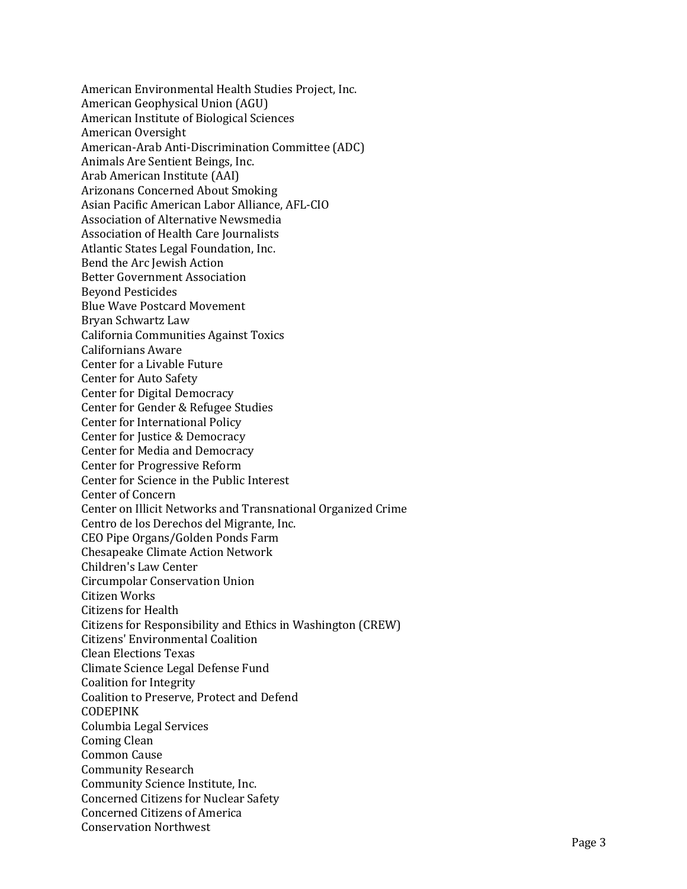American Environmental Health Studies Project, Inc.
American Geophysical Union (AGU)
American Institute of Biological Sciences
American Oversight
American-Arab Anti-Discrimination Committee (ADC)
Animals Are Sentient Beings, Inc.
Arab American Institute (AAI)
Arizonans Concerned About Smoking
Asian Pacific American Labor Alliance, AFL-CIO
Association of Alternative Newsmedia
Association of Health Care Journalists
Atlantic States Legal Foundation, Inc.
Bend the Arc Jewish Action
Better Government Association
Beyond Pesticides
Blue Wave Postcard Movement
Bryan Schwartz Law
California Communities Against Toxics
Californians Aware
Center for a Livable Future
Center for Auto Safety
Center for Digital Democracy
Center for Gender & Refugee Studies
Center for International Policy
Center for Justice & Democracy
Center for Media and Democracy
Center for Progressive Reform
Center for Science in the Public Interest
Center of Concern
Center on Illicit Networks and Transnational Organized Crime
Centro de los Derechos del Migrante, Inc.
CEO Pipe Organs/Golden Ponds Farm
Chesapeake Climate Action Network
Children's Law Center
Circumpolar Conservation Union
Citizen Works
Citizens for Health
Citizens for Responsibility and Ethics in Washington (CREW)
Citizens' Environmental Coalition
Clean Elections Texas
Climate Science Legal Defense Fund
Coalition for Integrity
Coalition to Preserve, Protect and Defend
CODEPINK
Columbia Legal Services
Coming Clean
Common Cause
Community Research
Community Science Institute, Inc.
Concerned Citizens for Nuclear Safety
Concerned Citizens of America
Conservation Northwest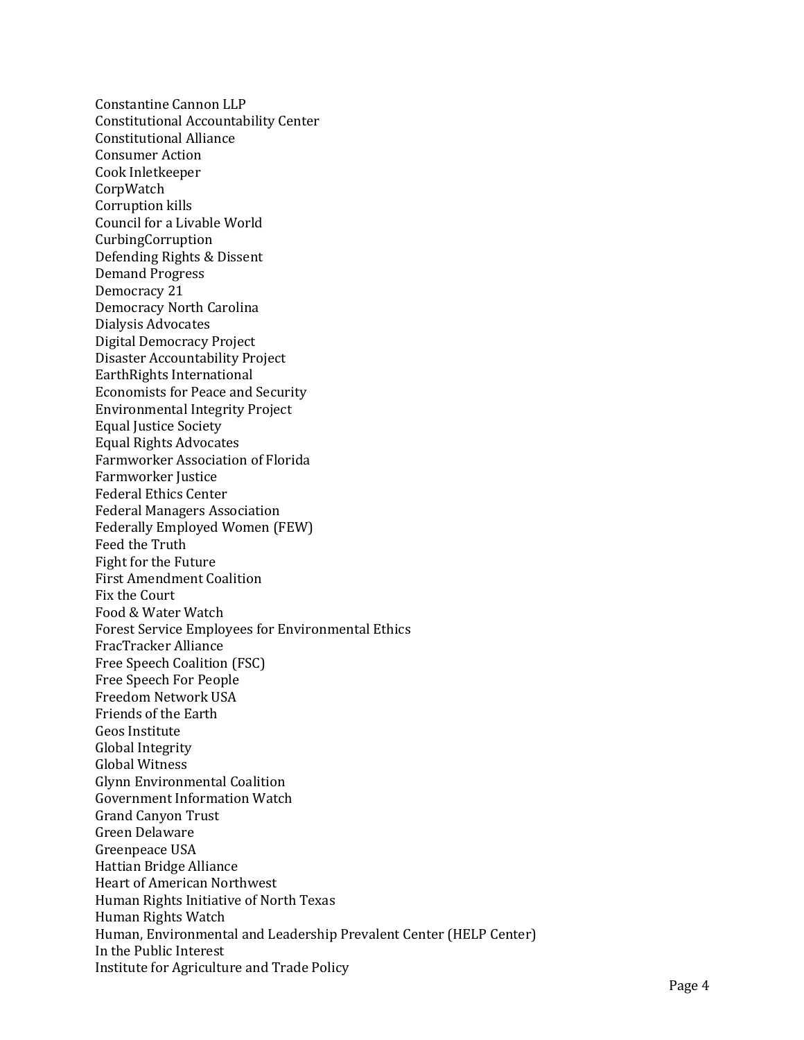Constantine Cannon LLP
Constitutional Accountability Center
Constitutional Alliance
Consumer Action
Cook Inletkeeper
CorpWatch
Corruption kills
Council for a Livable World
CurbingCorruption
Defending Rights & Dissent
Demand Progress
Democracy 21
Democracy North Carolina
Dialysis Advocates
Digital Democracy Project
Disaster Accountability Project
EarthRights International
Economists for Peace and Security
Environmental Integrity Project
Equal Justice Society
Equal Rights Advocates
Farmworker Association of Florida
Farmworker Justice
Federal Ethics Center
Federal Managers Association
Federally Employed Women (FEW)
Feed the Truth
Fight for the Future
First Amendment Coalition
Fix the Court
Food & Water Watch
Forest Service Employees for Environmental Ethics
FracTracker Alliance
Free Speech Coalition (FSC)
Free Speech For People
Freedom Network USA
Friends of the Earth
Geos Institute
Global Integrity
Global Witness
Glynn Environmental Coalition
Government Information Watch
Grand Canyon Trust
Green Delaware
Greenpeace USA
Hattian Bridge Alliance
Heart of American Northwest
Human Rights Initiative of North Texas
Human Rights Watch
Human, Environmental and Leadership Prevalent Center (HELP Center)
In the Public Interest
Institute for Agriculture and Trade Policy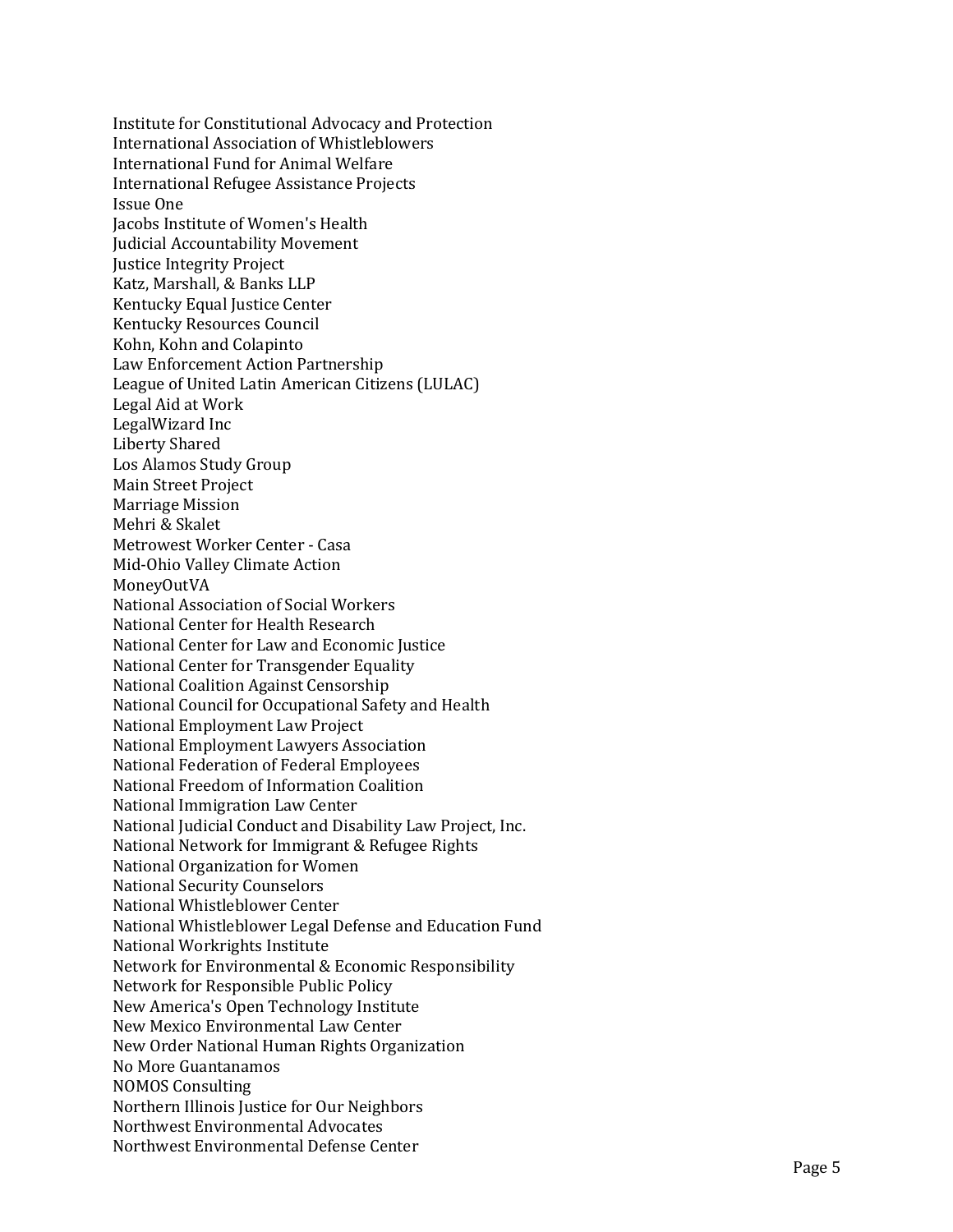Institute for Constitutional Advocacy and Protection
International Association of Whistleblowers
International Fund for Animal Welfare
International Refugee Assistance Projects
Issue One
Jacobs Institute of Women's Health
Judicial Accountability Movement
Justice Integrity Project
Katz, Marshall, & Banks LLP
Kentucky Equal Justice Center
Kentucky Resources Council
Kohn, Kohn and Colapinto
Law Enforcement Action Partnership
League of United Latin American Citizens (LULAC)
Legal Aid at Work
LegalWizard Inc
Liberty Shared
Los Alamos Study Group
Main Street Project
Marriage Mission
Mehri & Skalet
Metrowest Worker Center - Casa
Mid-Ohio Valley Climate Action
MoneyOutVA
National Association of Social Workers
National Center for Health Research
National Center for Law and Economic Justice
National Center for Transgender Equality
National Coalition Against Censorship
National Council for Occupational Safety and Health
National Employment Law Project
National Employment Lawyers Association
National Federation of Federal Employees
National Freedom of Information Coalition
National Immigration Law Center
National Judicial Conduct and Disability Law Project, Inc.
National Network for Immigrant & Refugee Rights
National Organization for Women
National Security Counselors
National Whistleblower Center
National Whistleblower Legal Defense and Education Fund
National Workrights Institute
Network for Environmental & Economic Responsibility
Network for Responsible Public Policy
New America's Open Technology Institute
New Mexico Environmental Law Center
New Order National Human Rights Organization
No More Guantanamos
NOMOS Consulting
Northern Illinois Justice for Our Neighbors
Northwest Environmental Advocates
Northwest Environmental Defense Center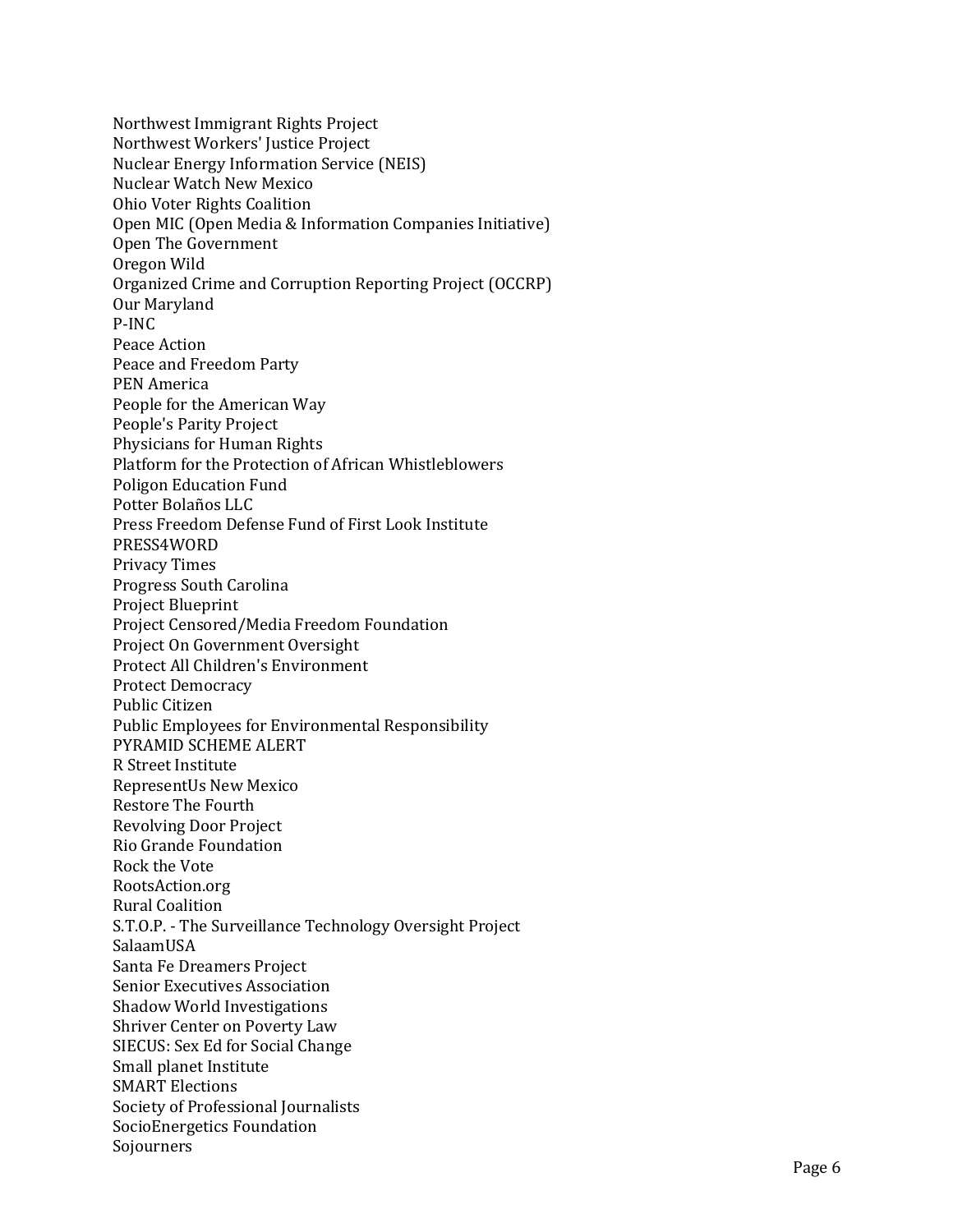Northwest Immigrant Rights Project
Northwest Workers' Justice Project
Nuclear Energy Information Service (NEIS)
Nuclear Watch New Mexico
Ohio Voter Rights Coalition
Open MIC (Open Media & Information Companies Initiative)
Open The Government
Oregon Wild
Organized Crime and Corruption Reporting Project (OCCRP)
Our Maryland
P-INC
Peace Action
Peace and Freedom Party
PEN America
People for the American Way
People's Parity Project
Physicians for Human Rights
Platform for the Protection of African Whistleblowers
Poligon Education Fund
Potter Bolaños LLC
Press Freedom Defense Fund of First Look Institute
PRESS4WORD
Privacy Times
Progress South Carolina
Project Blueprint
Project Censored/Media Freedom Foundation
Project On Government Oversight
Protect All Children's Environment
Protect Democracy
Public Citizen
Public Employees for Environmental Responsibility
PYRAMID SCHEME ALERT
R Street Institute
RepresentUs New Mexico
Restore The Fourth
Revolving Door Project
Rio Grande Foundation
Rock the Vote
RootsAction.org
Rural Coalition
S.T.O.P. - The Surveillance Technology Oversight Project
SalaamUSA
Santa Fe Dreamers Project
Senior Executives Association
Shadow World Investigations
Shriver Center on Poverty Law
SIECUS: Sex Ed for Social Change
Small planet Institute
SMART Elections
Society of Professional Journalists
SocioEnergetics Foundation
Sojourners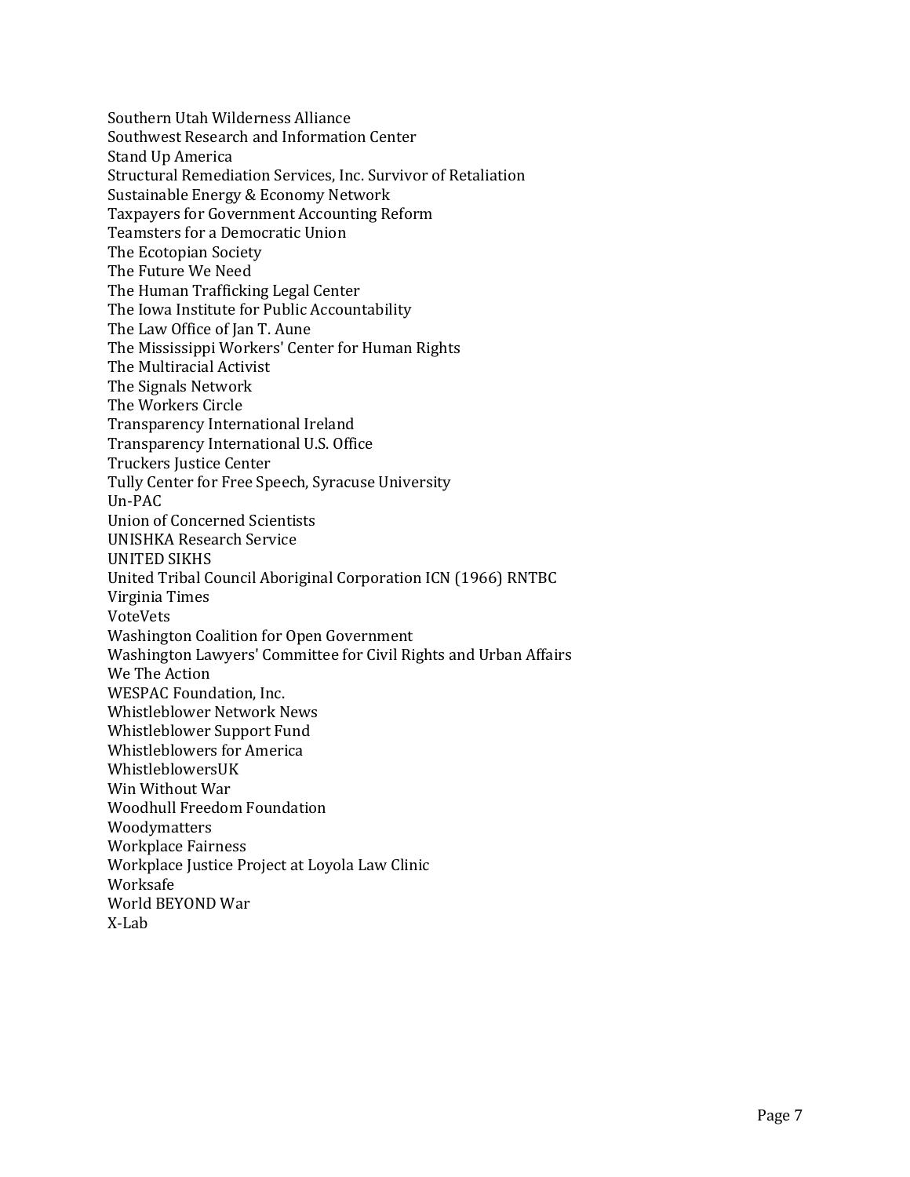Southern Utah Wilderness Alliance
Southwest Research and Information Center
Stand Up America
Structural Remediation Services, Inc. Survivor of Retaliation
Sustainable Energy & Economy Network
Taxpayers for Government Accounting Reform
Teamsters for a Democratic Union
The Ecotopian Society
The Future We Need
The Human Trafficking Legal Center
The Iowa Institute for Public Accountability
The Law Office of Jan T. Aune
The Mississippi Workers' Center for Human Rights
The Multiracial Activist
The Signals Network
The Workers Circle
Transparency International Ireland
Transparency International U.S. Office
Truckers Justice Center
Tully Center for Free Speech, Syracuse University
Un-PAC
Union of Concerned Scientists
UNISHKA Research Service
UNITED SIKHS
United Tribal Council Aboriginal Corporation ICN (1966) RNTBC
Virginia Times
VoteVets
Washington Coalition for Open Government
Washington Lawyers' Committee for Civil Rights and Urban Affairs
We The Action
WESPAC Foundation, Inc.
Whistleblower Network News
Whistleblower Support Fund
Whistleblowers for America
WhistleblowersUK
Win Without War
Woodhull Freedom Foundation
Woodymatters
Workplace Fairness
Workplace Justice Project at Loyola Law Clinic
Worksafe
World BEYOND War
X-Lab